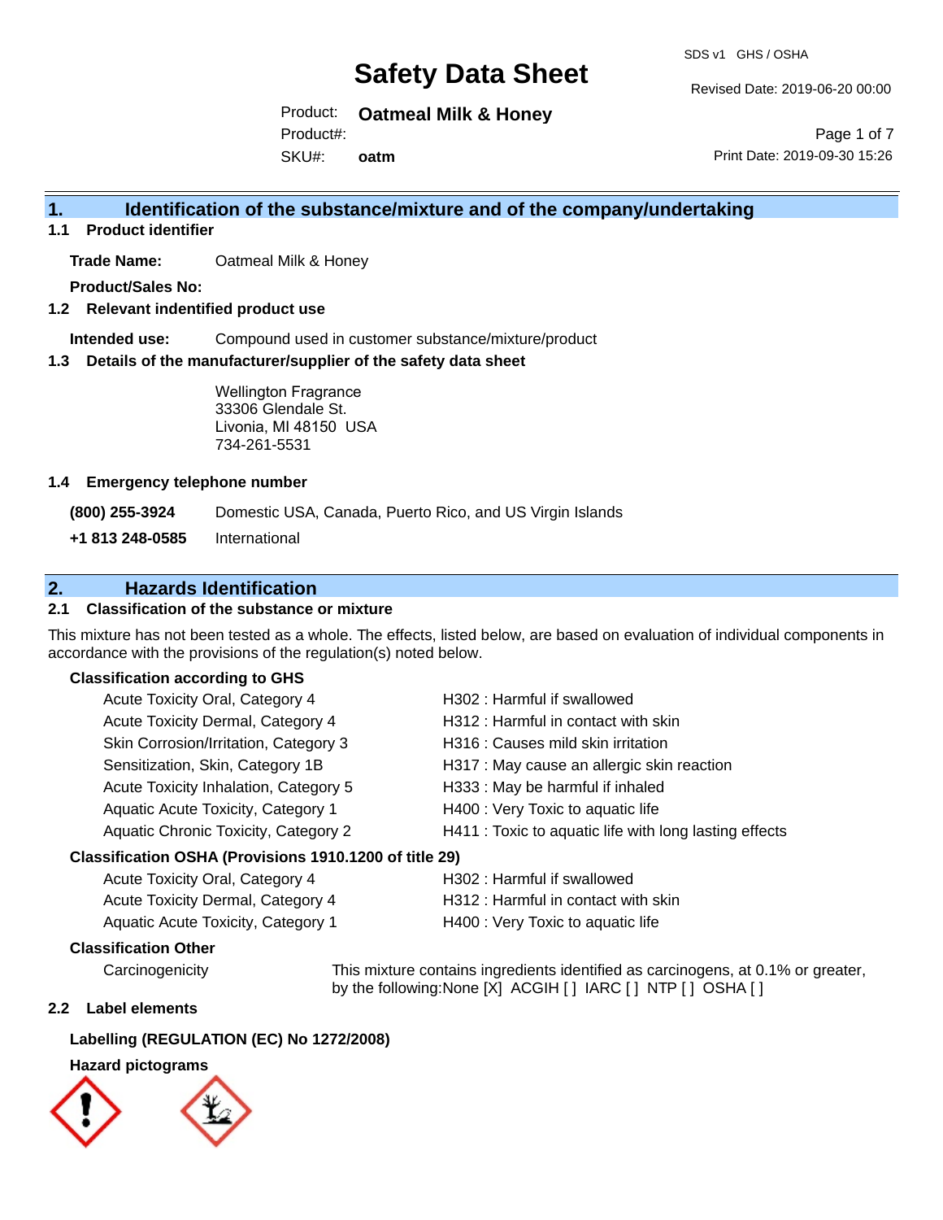# Safety Data Sheet

SDS v1 GHS / OSHA

Revised Date: 2019-06-20 00:00

Product: **Oatmeal Milk & Honey**

Product#:

SKU#: **oatm**

Print Date: 2019-09-30 15:26

## 1. Identification of the substance/mixture and of the company/undertaking

### 1.1 Product identifier

**Trade Name:** Oatmeal Milk & Honey

**Product/Sales No:**

### 1.2 Relevant indentified product use

**Intended use:** Compound used in customer substance/mixture/product

### 1.3 Details of the manufacturer/supplier of the safety data sheet

Wellington Fragrance
33306 Glendale St.
Livonia, MI 48150 USA
734-261-5531

### 1.4 Emergency telephone number

**(800) 255-3924** Domestic USA, Canada, Puerto Rico, and US Virgin Islands

**+1 813 248-0585** International

## 2. Hazards Identification

### 2.1 Classification of the substance or mixture

This mixture has not been tested as a whole. The effects, listed below, are based on evaluation of individual components in accordance with the provisions of the regulation(s) noted below.

**Classification according to GHS**

| | |
|---|---|
| Acute Toxicity Oral, Category 4 | H302 : Harmful if swallowed |
| Acute Toxicity Dermal, Category 4 | H312 : Harmful in contact with skin |
| Skin Corrosion/Irritation, Category 3 | H316 : Causes mild skin irritation |
| Sensitization, Skin, Category 1B | H317 : May cause an allergic skin reaction |
| Acute Toxicity Inhalation, Category 5 | H333 : May be harmful if inhaled |
| Aquatic Acute Toxicity, Category 1 | H400 : Very Toxic to aquatic life |
| Aquatic Chronic Toxicity, Category 2 | H411 : Toxic to aquatic life with long lasting effects |

**Classification OSHA (Provisions 1910.1200 of title 29)**

| | |
|---|---|
| Acute Toxicity Oral, Category 4 | H302 : Harmful if swallowed |
| Acute Toxicity Dermal, Category 4 | H312 : Harmful in contact with skin |
| Aquatic Acute Toxicity, Category 1 | H400 : Very Toxic to aquatic life |

**Classification Other**

Carcinogenicity: This mixture contains ingredients identified as carcinogens, at 0.1% or greater, by the following:None [X] ACGIH [ ] IARC [ ] NTP [ ] OSHA [ ]

### 2.2 Label elements

**Labelling (REGULATION (EC) No 1272/2008)**

**Hazard pictograms**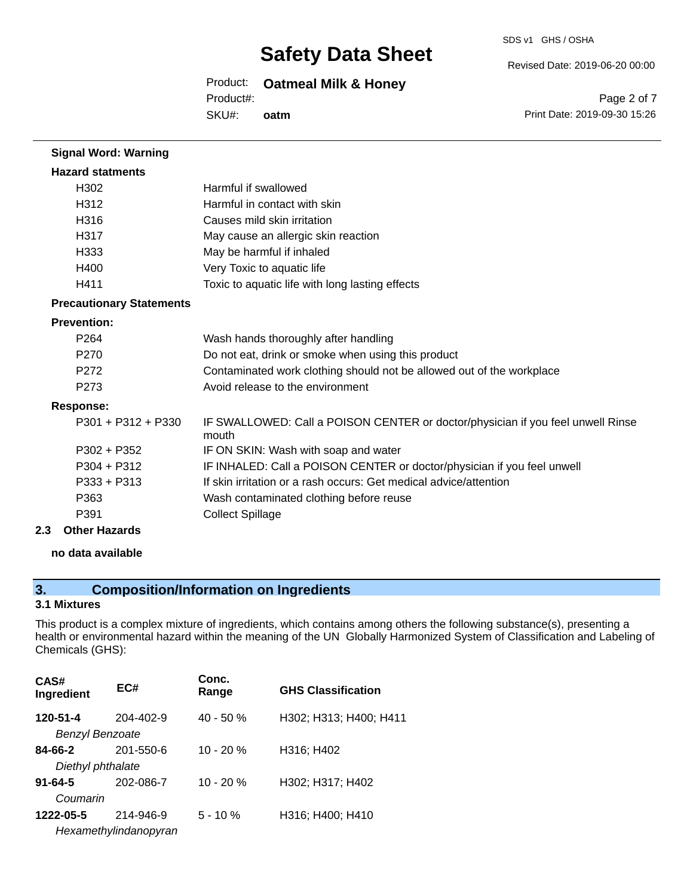**Signal Word: Warning**

**Hazard statments**

| | |
|---|---|
| H302 | Harmful if swallowed |
| H312 | Harmful in contact with skin |
| H316 | Causes mild skin irritation |
| H317 | May cause an allergic skin reaction |
| H333 | May be harmful if inhaled |
| H400 | Very Toxic to aquatic life |
| H411 | Toxic to aquatic life with long lasting effects |

**Precautionary Statements**

**Prevention:**

| | |
|---|---|
| P264 | Wash hands thoroughly after handling |
| P270 | Do not eat, drink or smoke when using this product |
| P272 | Contaminated work clothing should not be allowed out of the workplace |
| P273 | Avoid release to the environment |

**Response:**

| | |
|---|---|
| P301 + P312 + P330 | IF SWALLOWED: Call a POISON CENTER or doctor/physician if you feel unwell Rinse mouth |
| P302 + P352 | IF ON SKIN: Wash with soap and water |
| P304 + P312 | IF INHALED: Call a POISON CENTER or doctor/physician if you feel unwell |
| P333 + P313 | If skin irritation or a rash occurs: Get medical advice/attention |
| P363 | Wash contaminated clothing before reuse |
| P391 | Collect Spillage |

**2.3 Other Hazards**

**no data available**

## 3. Composition/Information on Ingredients

### 3.1 Mixtures

This product is a complex mixture of ingredients, which contains among others the following substance(s), presenting a health or environmental hazard within the meaning of the UN Globally Harmonized System of Classification and Labeling of Chemicals (GHS):

| CAS# Ingredient | EC# | Conc. Range | GHS Classification |
|---|---|---|---|
| **120-51-4** *Benzyl Benzoate* | 204-402-9 | 40 - 50 % | H302; H313; H400; H411 |
| **84-66-2** *Diethyl phthalate* | 201-550-6 | 10 - 20 % | H316; H402 |
| **91-64-5** *Coumarin* | 202-086-7 | 10 - 20 % | H302; H317; H402 |
| **1222-05-5** *Hexamethylindanopyran* | 214-946-9 | 5 - 10 % | H316; H400; H410 |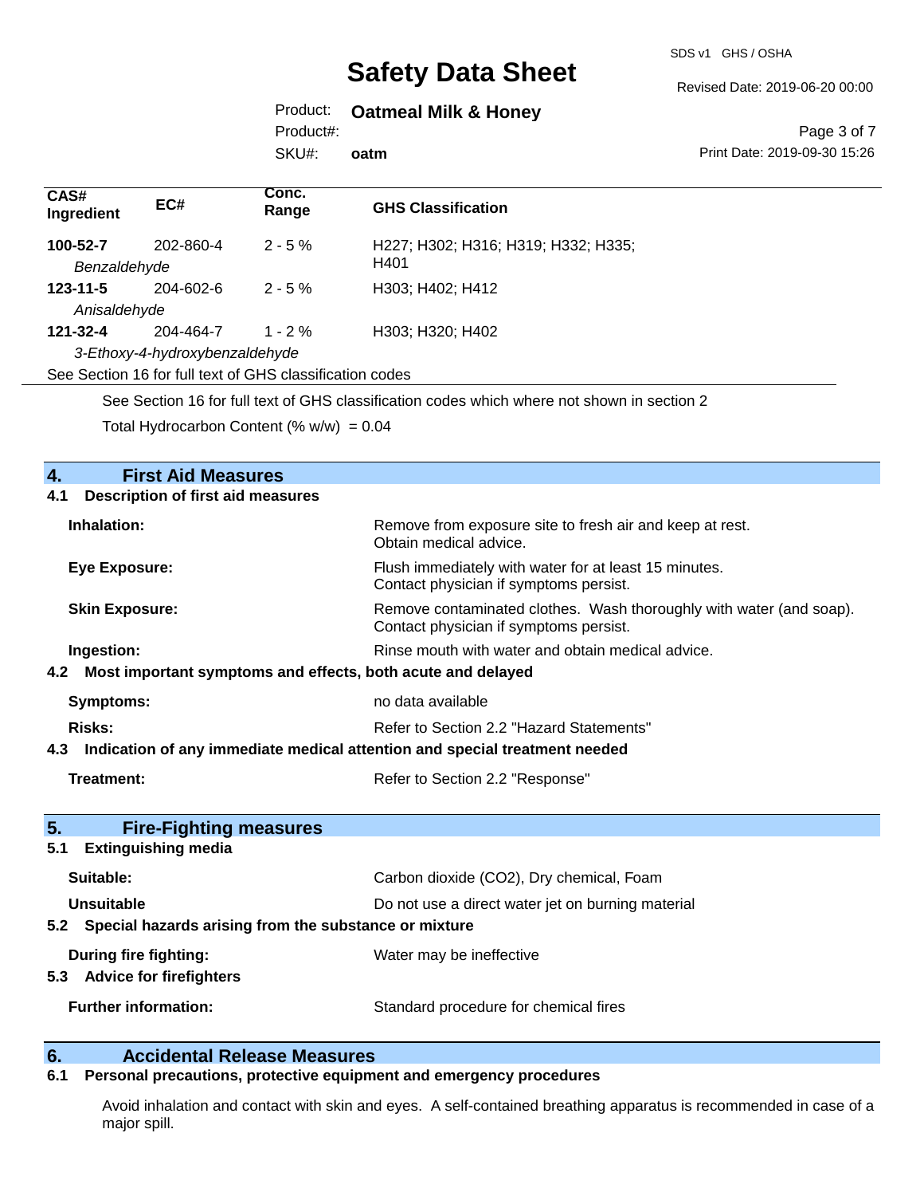| CAS# Ingredient | EC# | Conc. Range | GHS Classification |
|---|---|---|---|
| **100-52-7** *Benzaldehyde* | 202-860-4 | 2 - 5 % | H227; H302; H316; H319; H332; H335; H401 |
| **123-11-5** *Anisaldehyde* | 204-602-6 | 2 - 5 % | H303; H402; H412 |
| **121-32-4** *3-Ethoxy-4-hydroxybenzaldehyde* | 204-464-7 | 1 - 2 % | H303; H320; H402 |

See Section 16 for full text of GHS classification codes

See Section 16 for full text of GHS classification codes which where not shown in section 2

Total Hydrocarbon Content (% w/w) = 0.04

## 4. First Aid Measures

### 4.1 Description of first aid measures

**Inhalation:** Remove from exposure site to fresh air and keep at rest. Obtain medical advice.

**Eye Exposure:** Flush immediately with water for at least 15 minutes. Contact physician if symptoms persist.

**Skin Exposure:** Remove contaminated clothes. Wash thoroughly with water (and soap). Contact physician if symptoms persist.

**Ingestion:** Rinse mouth with water and obtain medical advice.

### 4.2 Most important symptoms and effects, both acute and delayed

**Symptoms:** no data available

**Risks:** Refer to Section 2.2 "Hazard Statements"

### 4.3 Indication of any immediate medical attention and special treatment needed

**Treatment:** Refer to Section 2.2 "Response"

## 5. Fire-Fighting measures

### 5.1 Extinguishing media

**Suitable:** Carbon dioxide ($CO_2$), Dry chemical, Foam

**Unsuitable** Do not use a direct water jet on burning material

### 5.2 Special hazards arising from the substance or mixture

**During fire fighting:** Water may be ineffective

### 5.3 Advice for firefighters

**Further information:** Standard procedure for chemical fires

## 6. Accidental Release Measures

### 6.1 Personal precautions, protective equipment and emergency procedures

Avoid inhalation and contact with skin and eyes. A self-contained breathing apparatus is recommended in case of a major spill.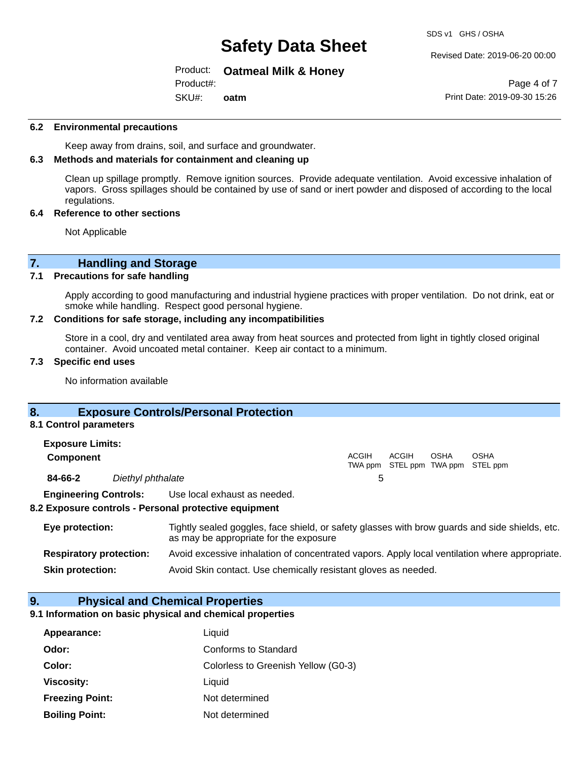### 6.2 Environmental precautions

Keep away from drains, soil, and surface and groundwater.

### 6.3 Methods and materials for containment and cleaning up

Clean up spillage promptly. Remove ignition sources. Provide adequate ventilation. Avoid excessive inhalation of vapors. Gross spillages should be contained by use of sand or inert powder and disposed of according to the local regulations.

### 6.4 Reference to other sections

Not Applicable

## 7. Handling and Storage

### 7.1 Precautions for safe handling

Apply according to good manufacturing and industrial hygiene practices with proper ventilation. Do not drink, eat or smoke while handling. Respect good personal hygiene.

### 7.2 Conditions for safe storage, including any incompatibilities

Store in a cool, dry and ventilated area away from heat sources and protected from light in tightly closed original container. Avoid uncoated metal container. Keep air contact to a minimum.

### 7.3 Specific end uses

No information available

## 8. Exposure Controls/Personal Protection

### 8.1 Control parameters

**Exposure Limits:**

| Component | | ACGIH TWA ppm | ACGIH STEL ppm | OSHA TWA ppm | OSHA STEL ppm |
|---|---|---|---|---|---|
| **84-66-2** | *Diethyl phthalate* | 5 | | | |

**Engineering Controls:** Use local exhaust as needed.

### 8.2 Exposure controls - Personal protective equipment

**Eye protection:** Tightly sealed goggles, face shield, or safety glasses with brow guards and side shields, etc. as may be appropriate for the exposure

**Respiratory protection:** Avoid excessive inhalation of concentrated vapors. Apply local ventilation where appropriate.

**Skin protection:** Avoid Skin contact. Use chemically resistant gloves as needed.

## 9. Physical and Chemical Properties

### 9.1 Information on basic physical and chemical properties

| | |
|---|---|
| **Appearance:** | Liquid |
| **Odor:** | Conforms to Standard |
| **Color:** | Colorless to Greenish Yellow (G0-3) |
| **Viscosity:** | Liquid |
| **Freezing Point:** | Not determined |
| **Boiling Point:** | Not determined |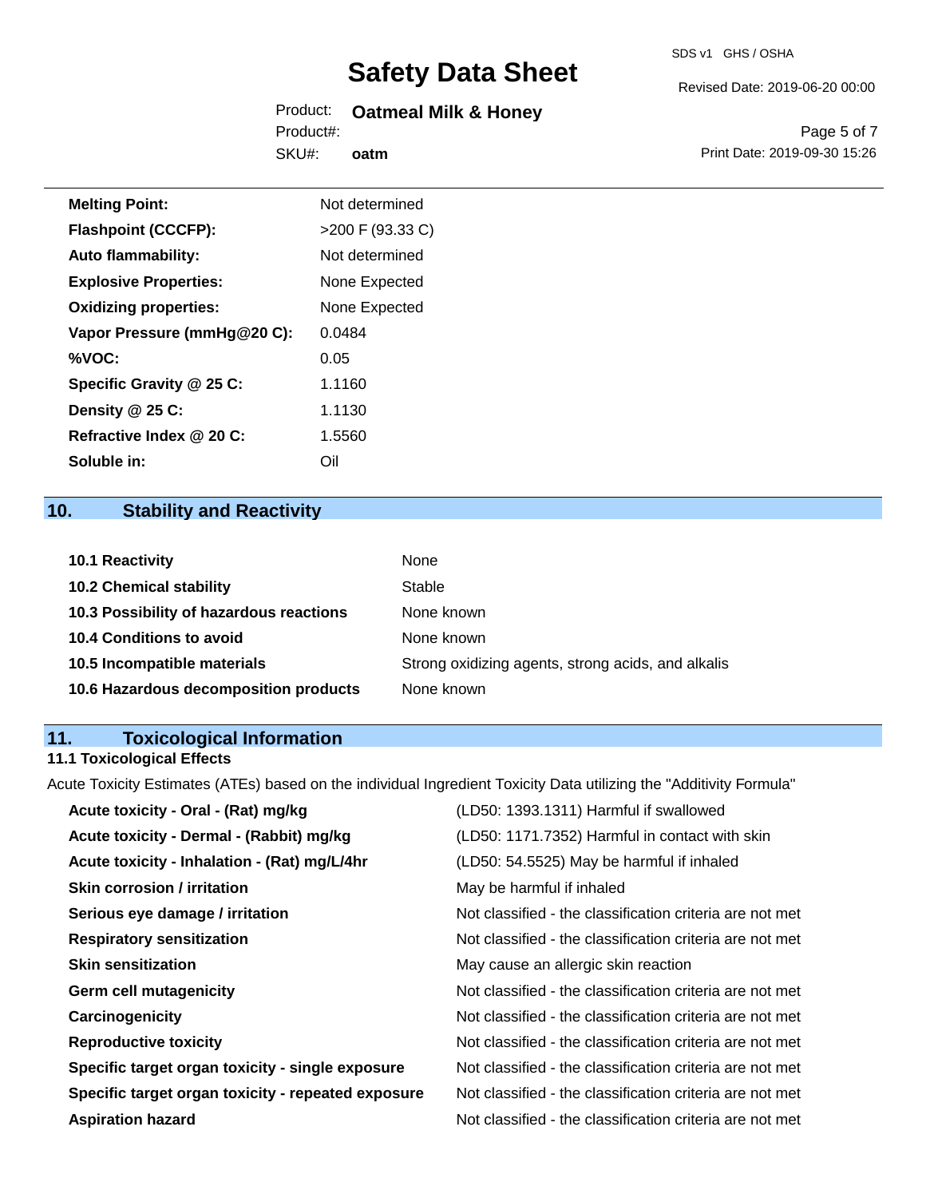| | |
|---|---|
| **Melting Point:** | Not determined |
| **Flashpoint (CCCFP):** | >200 F (93.33 C) |
| **Auto flammability:** | Not determined |
| **Explosive Properties:** | None Expected |
| **Oxidizing properties:** | None Expected |
| **Vapor Pressure (mmHg@20 C):** | 0.0484 |
| **%VOC:** | 0.05 |
| **Specific Gravity @ 25 C:** | 1.1160 |
| **Density @ 25 C:** | 1.1130 |
| **Refractive Index @ 20 C:** | 1.5560 |
| **Soluble in:** | Oil |

## 10. Stability and Reactivity

| | |
|---|---|
| **10.1 Reactivity** | None |
| **10.2 Chemical stability** | Stable |
| **10.3 Possibility of hazardous reactions** | None known |
| **10.4 Conditions to avoid** | None known |
| **10.5 Incompatible materials** | Strong oxidizing agents, strong acids, and alkalis |
| **10.6 Hazardous decomposition products** | None known |

## 11. Toxicological Information

### 11.1 Toxicological Effects

Acute Toxicity Estimates (ATEs) based on the individual Ingredient Toxicity Data utilizing the "Additivity Formula"

| | |
|---|---|
| **Acute toxicity - Oral - (Rat) mg/kg** | (LD50: 1393.1311) Harmful if swallowed |
| **Acute toxicity - Dermal - (Rabbit) mg/kg** | (LD50: 1171.7352) Harmful in contact with skin |
| **Acute toxicity - Inhalation - (Rat) mg/L/4hr** | (LD50: 54.5525) May be harmful if inhaled |
| **Skin corrosion / irritation** | May be harmful if inhaled |
| **Serious eye damage / irritation** | Not classified - the classification criteria are not met |
| **Respiratory sensitization** | Not classified - the classification criteria are not met |
| **Skin sensitization** | May cause an allergic skin reaction |
| **Germ cell mutagenicity** | Not classified - the classification criteria are not met |
| **Carcinogenicity** | Not classified - the classification criteria are not met |
| **Reproductive toxicity** | Not classified - the classification criteria are not met |
| **Specific target organ toxicity - single exposure** | Not classified - the classification criteria are not met |
| **Specific target organ toxicity - repeated exposure** | Not classified - the classification criteria are not met |
| **Aspiration hazard** | Not classified - the classification criteria are not met |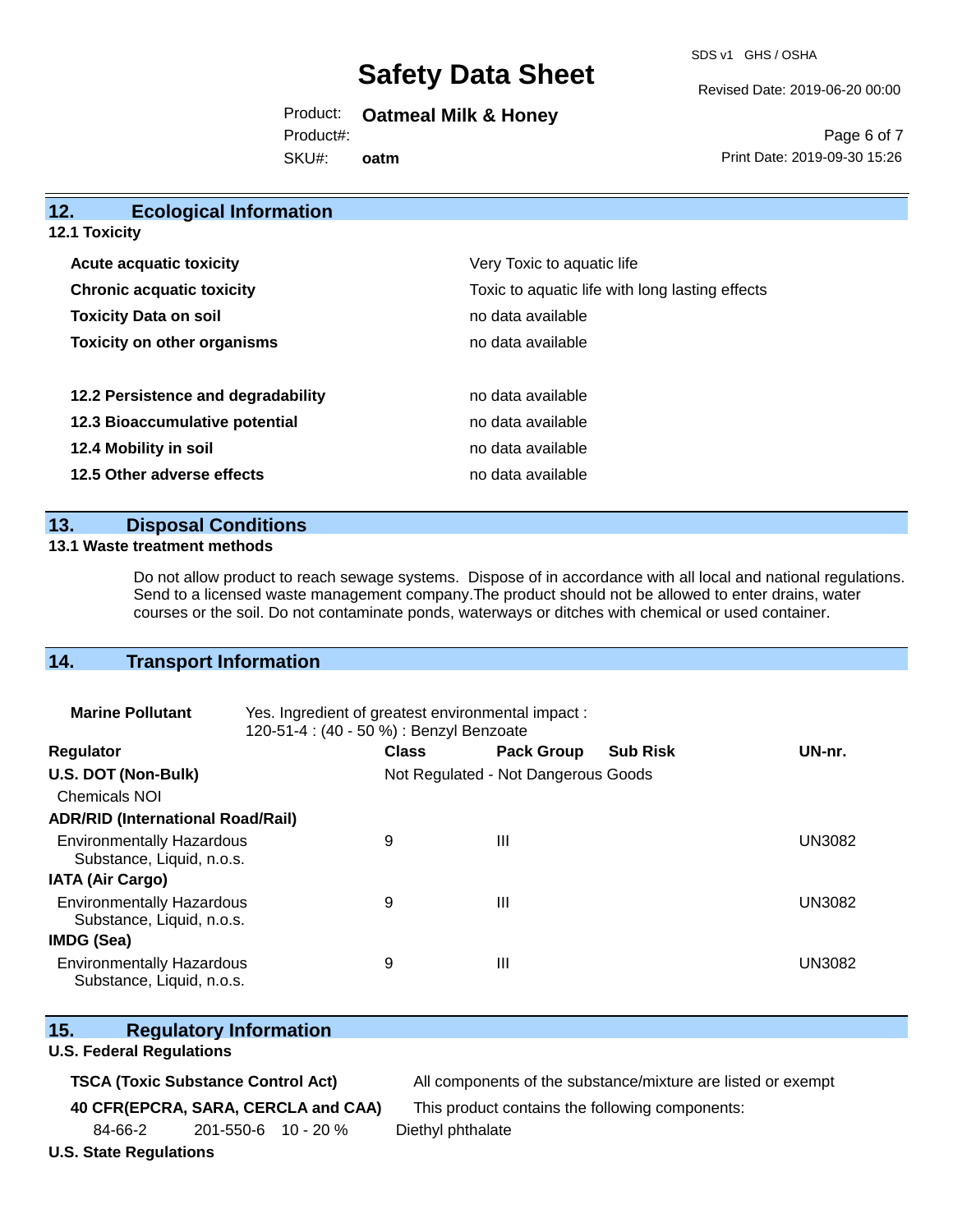## 12. Ecological Information

### 12.1 Toxicity

| | |
|---|---|
| **Acute acquatic toxicity** | Very Toxic to aquatic life |
| **Chronic acquatic toxicity** | Toxic to aquatic life with long lasting effects |
| **Toxicity Data on soil** | no data available |
| **Toxicity on other organisms** | no data available |
| **12.2 Persistence and degradability** | no data available |
| **12.3 Bioaccumulative potential** | no data available |
| **12.4 Mobility in soil** | no data available |
| **12.5 Other adverse effects** | no data available |

## 13. Disposal Conditions

### 13.1 Waste treatment methods

Do not allow product to reach sewage systems. Dispose of in accordance with all local and national regulations. Send to a licensed waste management company.The product should not be allowed to enter drains, water courses or the soil. Do not contaminate ponds, waterways or ditches with chemical or used container.

## 14. Transport Information

**Marine Pollutant** Yes. Ingredient of greatest environmental impact : 120-51-4 : (40 - 50 %) : Benzyl Benzoate

| Regulator | Class | Pack Group | Sub Risk | UN-nr. |
|---|---|---|---|---|
| **U.S. DOT (Non-Bulk)** | Not Regulated - Not Dangerous Goods | | | |
| Chemicals NOI | | | | |
| **ADR/RID (International Road/Rail)** | | | | |
| Environmentally Hazardous Substance, Liquid, n.o.s. | 9 | III | | UN3082 |
| **IATA (Air Cargo)** | | | | |
| Environmentally Hazardous Substance, Liquid, n.o.s. | 9 | III | | UN3082 |
| **IMDG (Sea)** | | | | |
| Environmentally Hazardous Substance, Liquid, n.o.s. | 9 | III | | UN3082 |

## 15. Regulatory Information

### U.S. Federal Regulations

**TSCA (Toxic Substance Control Act)** All components of the substance/mixture are listed or exempt

**40 CFR(EPCRA, SARA, CERCLA and CAA)** This product contains the following components:

| | | | |
|---|---|---|---|
| 84-66-2 | 201-550-6 | 10 - 20 % | Diethyl phthalate |

### U.S. State Regulations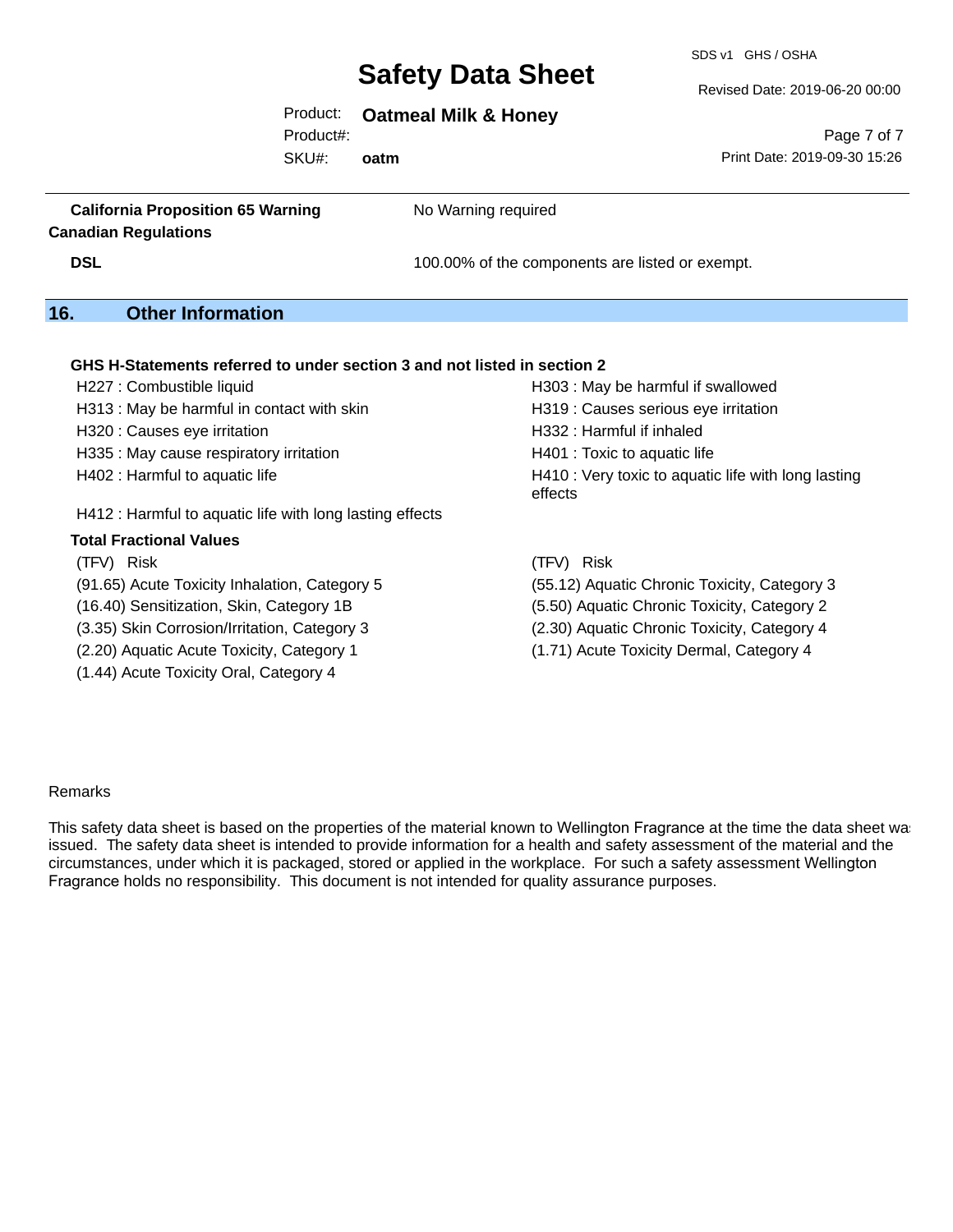**California Proposition 65 Warning** No Warning required

**Canadian Regulations**

**DSL** 100.00% of the components are listed or exempt.

## 16. Other Information

**GHS H-Statements referred to under section 3 and not listed in section 2**

H227 : Combustible liquid
H303 : May be harmful if swallowed
H313 : May be harmful in contact with skin
H319 : Causes serious eye irritation
H320 : Causes eye irritation
H332 : Harmful if inhaled
H335 : May cause respiratory irritation
H401 : Toxic to aquatic life
H402 : Harmful to aquatic life
H410 : Very toxic to aquatic life with long lasting effects
H412 : Harmful to aquatic life with long lasting effects

**Total Fractional Values**

| (TFV) | Risk | (TFV) | Risk |
|---|---|---|---|
| (91.65) | Acute Toxicity Inhalation, Category 5 | (55.12) | Aquatic Chronic Toxicity, Category 3 |
| (16.40) | Sensitization, Skin, Category 1B | (5.50) | Aquatic Chronic Toxicity, Category 2 |
| (3.35) | Skin Corrosion/Irritation, Category 3 | (2.30) | Aquatic Chronic Toxicity, Category 4 |
| (2.20) | Aquatic Acute Toxicity, Category 1 | (1.71) | Acute Toxicity Dermal, Category 4 |
| (1.44) | Acute Toxicity Oral, Category 4 | | |

Remarks

This safety data sheet is based on the properties of the material known to Wellington Fragrance at the time the data sheet was issued. The safety data sheet is intended to provide information for a health and safety assessment of the material and the circumstances, under which it is packaged, stored or applied in the workplace. For such a safety assessment Wellington Fragrance holds no responsibility. This document is not intended for quality assurance purposes.